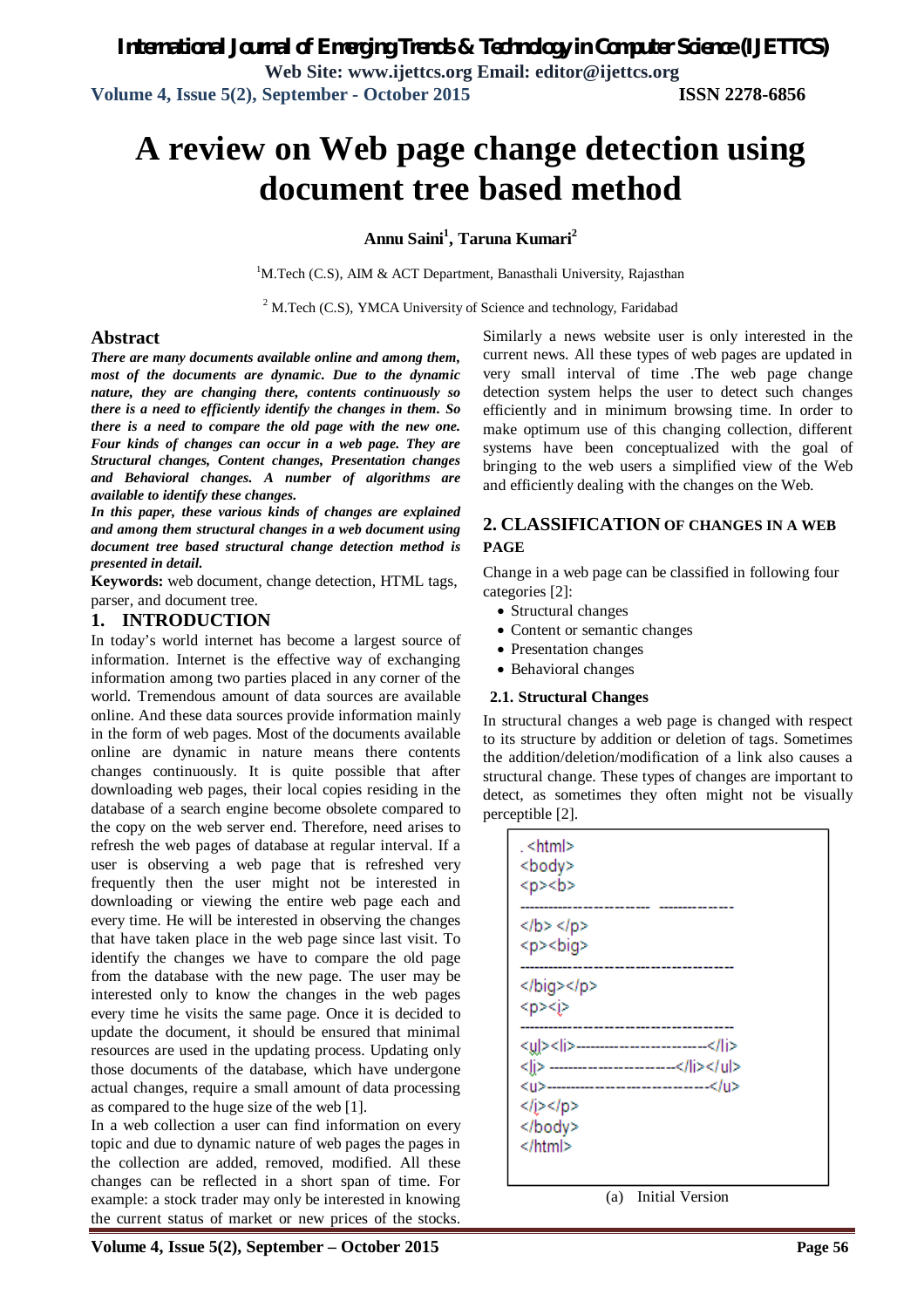# A review on Web page change detection using document tree based method

**Annu Saini[1], Taruna Kumari[2]**

[1]M.Tech (C.S), AIM & ACT Department, Banasthali University, Rajasthan

[2] M.Tech (C.S), YMCA University of Science and technology, Faridabad

## Abstract

***There are many documents available online and among them, most of the documents are dynamic. Due to the dynamic nature, they are changing there, contents continuously so there is a need to efficiently identify the changes in them. So there is a need to compare the old page with the new one. Four kinds of changes can occur in a web page. They are Structural changes, Content changes, Presentation changes and Behavioral changes. A number of algorithms are available to identify these changes.***

***In this paper, these various kinds of changes are explained and among them structural changes in a web document using document tree based structural change detection method is presented in detail.***

**Keywords:** web document, change detection, HTML tags, parser, and document tree.

## 1. INTRODUCTION

In today's world internet has become a largest source of information. Internet is the effective way of exchanging information among two parties placed in any corner of the world. Tremendous amount of data sources are available online. And these data sources provide information mainly in the form of web pages. Most of the documents available online are dynamic in nature means there contents changes continuously. It is quite possible that after downloading web pages, their local copies residing in the database of a search engine become obsolete compared to the copy on the web server end. Therefore, need arises to refresh the web pages of database at regular interval. If a user is observing a web page that is refreshed very frequently then the user might not be interested in downloading or viewing the entire web page each and every time. He will be interested in observing the changes that have taken place in the web page since last visit. To identify the changes we have to compare the old page from the database with the new page. The user may be interested only to know the changes in the web pages every time he visits the same page. Once it is decided to update the document, it should be ensured that minimal resources are used in the updating process. Updating only those documents of the database, which have undergone actual changes, require a small amount of data processing as compared to the huge size of the web [1].

In a web collection a user can find information on every topic and due to dynamic nature of web pages the pages in the collection are added, removed, modified. All these changes can be reflected in a short span of time. For example: a stock trader may only be interested in knowing the current status of market or new prices of the stocks. Similarly a news website user is only interested in the current news. All these types of web pages are updated in very small interval of time .The web page change detection system helps the user to detect such changes efficiently and in minimum browsing time. In order to make optimum use of this changing collection, different systems have been conceptualized with the goal of bringing to the web users a simplified view of the Web and efficiently dealing with the changes on the Web.

## 2. CLASSIFICATION OF CHANGES IN A WEB PAGE

Change in a web page can be classified in following four categories [2]:

- Structural changes
- Content or semantic changes
- Presentation changes
- Behavioral changes

### 2.1. Structural Changes

In structural changes a web page is changed with respect to its structure by addition or deletion of tags. Sometimes the addition/deletion/modification of a link also causes a structural change. These types of changes are important to detect, as sometimes they often might not be visually perceptible [2].

```
. <html>
<body>
<p><b>
------------------------ --------------
</b> </p>
<p><big>
------------------------------------------
</big></p>
<p><i>
------------------------------------------
<ul><li>--------------------------</li>
<li> ------------------------</li></ul>
<u>-------------------------------</u>
</i></p>
</body>
</html>
```

(a) Initial Version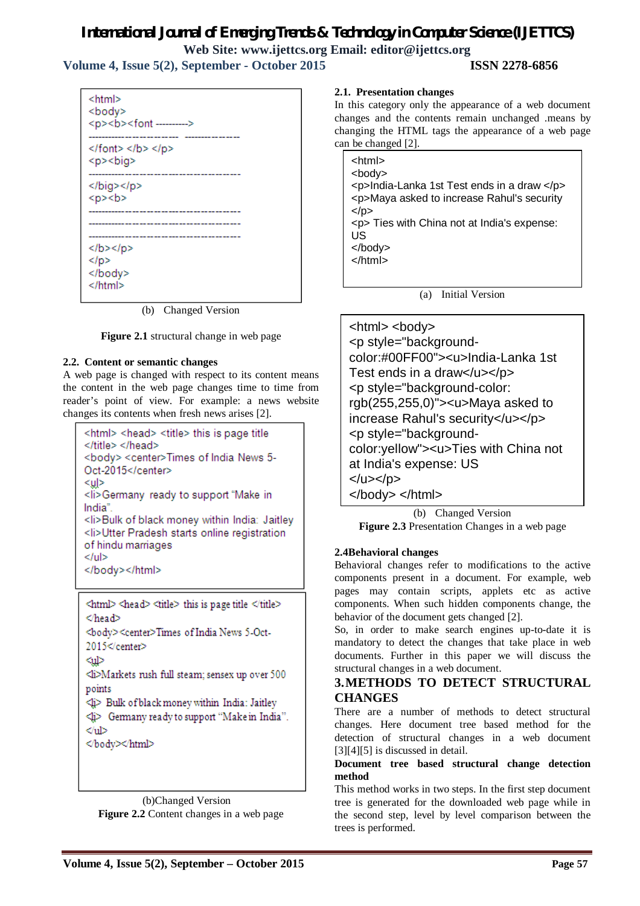```
<html>
<body>
<p><b><font --------->
------------------------  --------------
</font> </b> </p>
<p><big>
------------------------------------------
</big></p>
<p><b>
------------------------------------------
------------------------------------------
------------------------------------------
</b></p>
</p>
</body>
</html>
```

(b) Changed Version

**Figure 2.1** structural change in web page

### 2.2. Content or semantic changes

A web page is changed with respect to its content means the content in the web page changes time to time from reader's point of view. For example: a news website changes its contents when fresh news arises [2].

```
<html> <head> <title> this is page title
</title> </head>
<body> <center>Times of India News 5-
Oct-2015</center>
<ul>
<li>Germany ready to support "Make in
India".
<li>Bulk of black money within India: Jaitley
<li>Utter Pradesh starts online registration
of hindu marriages
</ul>
</body></html>
```

```
<html> <head> <title> this is page title </title>
</head>
<body><center>Times of India News 5-Oct-
2015</center>
<ul>
<li>Markets rush full steam; sensex up over 500
points
<li> Bulk of black money within India: Jaitley
<li> Germany ready to support "Make in India".
</ul>
</body></html>
```

(b)Changed Version

**Figure 2.2** Content changes in a web page

### 2.1. Presentation changes

In this category only the appearance of a web document changes and the contents remain unchanged .means by changing the HTML tags the appearance of a web page can be changed [2].

```
<html>
<body>
<p>India-Lanka 1st Test ends in a draw </p>
<p>Maya asked to increase Rahul's security
</p>
<p> Ties with China not at India's expense:
US
</body>
</html>
```

(a) Initial Version

```
<html> <body>
<p style="background-
color:#00FF00"><u>India-Lanka 1st
Test ends in a draw</u></p>
<p style="background-color:
rgb(255,255,0)"><u>Maya asked to
increase Rahul's security</u></p>
<p style="background-
color:yellow"><u>Ties with China not
at India's expense: US
</u></p>
</body> </html>
```

(b) Changed Version

**Figure 2.3** Presentation Changes in a web page

### 2.4Behavioral changes

Behavioral changes refer to modifications to the active components present in a document. For example, web pages may contain scripts, applets etc as active components. When such hidden components change, the behavior of the document gets changed [2].

So, in order to make search engines up-to-date it is mandatory to detect the changes that take place in web documents. Further in this paper we will discuss the structural changes in a web document.

## 3.METHODS TO DETECT STRUCTURAL CHANGES

There are a number of methods to detect structural changes. Here document tree based method for the detection of structural changes in a web document [3][4][5] is discussed in detail.

**Document tree based structural change detection method**

This method works in two steps. In the first step document tree is generated for the downloaded web page while in the second step, level by level comparison between the trees is performed.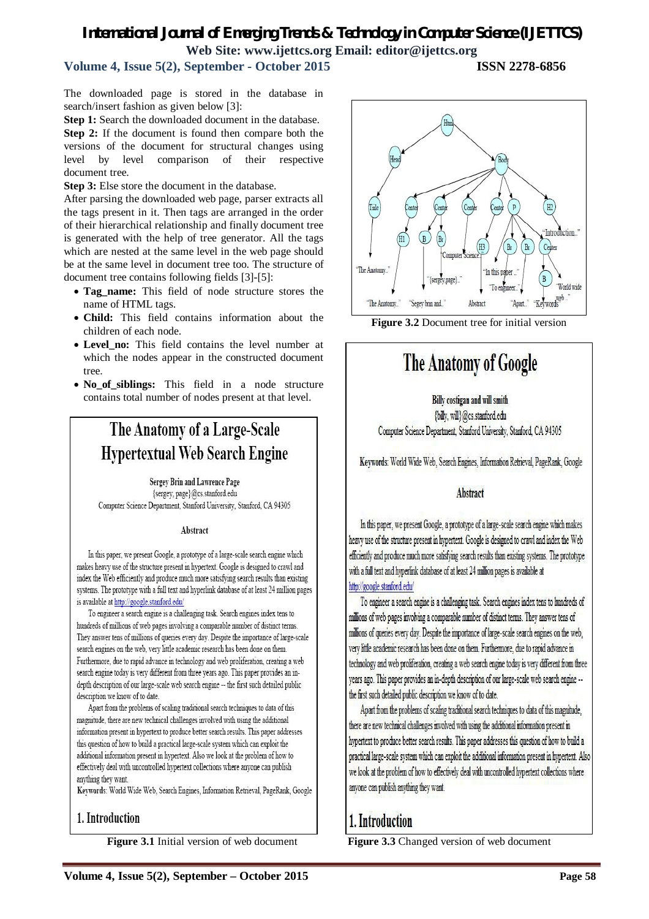The downloaded page is stored in the database in search/insert fashion as given below [3]:

**Step 1:** Search the downloaded document in the database.

**Step 2:** If the document is found then compare both the versions of the document for structural changes using level by level comparison of their respective document tree.

**Step 3:** Else store the document in the database.

After parsing the downloaded web page, parser extracts all the tags present in it. Then tags are arranged in the order of their hierarchical relationship and finally document tree is generated with the help of tree generator. All the tags which are nested at the same level in the web page should be at the same level in document tree too. The structure of document tree contains following fields [3]-[5]:

- **Tag_name:** This field of node structure stores the name of HTML tags.
- **Child:** This field contains information about the children of each node.
- **Level_no:** This field contains the level number at which the nodes appear in the constructed document tree.
- **No_of_siblings:** This field in a node structure contains total number of nodes present at that level.

**Figure 3.1** Initial version of web document

**Figure 3.2** Document tree for initial version

**Figure 3.3** Changed version of web document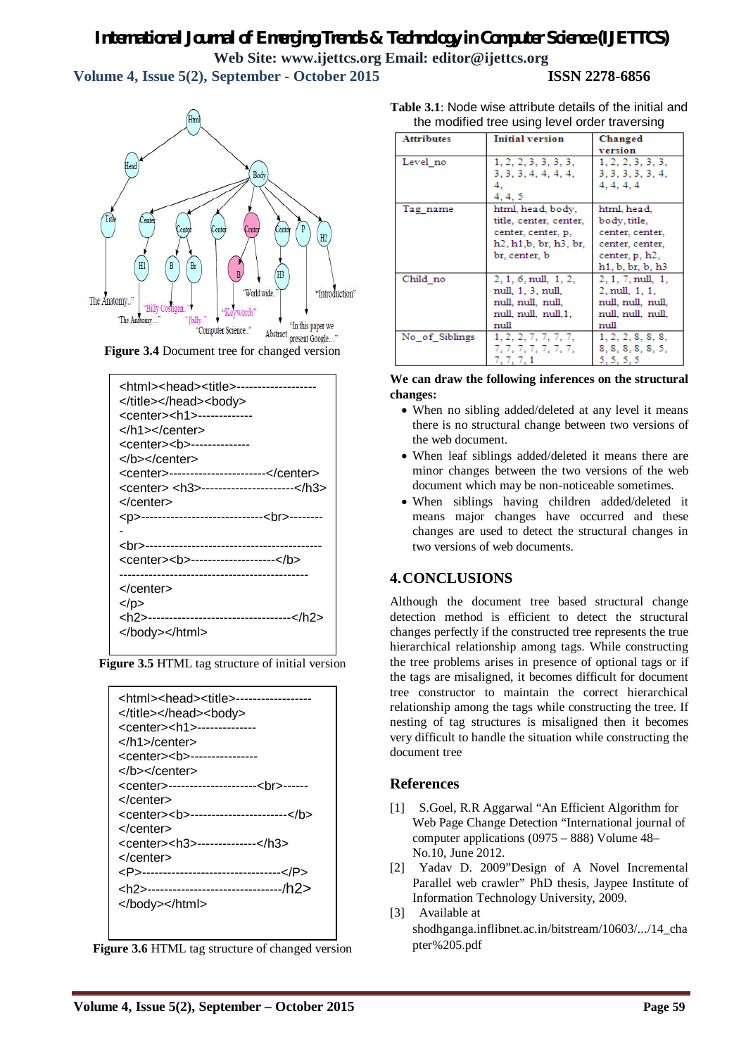Figure 3.4 Document tree for changed version

```
<html><head><title>-------------------
</title></head><body>
<center><h1>-------------
</h1></center>
<center><b>--------------
</b></center>
<center>-----------------------</center>
<center> <h3>----------------------</h3>
</center>
<p>-----------------------------<br>--------
-
<br>------------------------------------------
<center><b>--------------------</b>
---------------------------------------------
</center>
</p>
<h2>----------------------------------</h2>
</body></html>
```

**Figure 3.5** HTML tag structure of initial version

```
<html><head><title>------------------
</title></head><body>
<center><h1>--------------
</h1>/center>
<center><b>----------------
</b></center>
<center>---------------------<br>------
</center>
<center><b>-----------------------</b>
</center>
<center><h3>--------------</h3>
</center>
<P>---------------------------------</P>
<h2>--------------------------------/h2>
</body></html>
```

**Figure 3.6** HTML tag structure of changed version

**Table 3.1**: Node wise attribute details of the initial and the modified tree using level order traversing

| Attributes | Initial version | Changed version |
|---|---|---|
| Level_no | 1, 2, 2, 3, 3, 3, 3, 3, 3, 3, 4, 4, 4, 4, 4, 4, 4, 5 | 1, 2, 2, 3, 3, 3, 3, 3, 3, 3, 3, 4, 4, 4, 4 |
| Tag_name | html, head, body, title, center, center, center, center, p, h2, h1,b, br, h3, br, br, center, b | html, head, body, title, center, center, center, center, center, p, h2, h1, b, br, b, h3 |
| Child_no | 2, 1, 6, null, 1, 2, null, 1, 3, null, null, null, null, null, null, null,1, null | 2, 1, 7, null, 1, 2, null, 1, 1, null, null, null, null, null, null, null |
| No_of_Siblings | 1, 2, 2, 7, 7, 7, 7, 7, 7, 7, 7, 7, 7, 7, 7, 7, 7, 1 | 1, 2, 2, 8, 8, 8, 8, 8, 8, 8, 8, 5, 5, 5, 5, 5 |

**We can draw the following inferences on the structural changes:**

- When no sibling added/deleted at any level it means there is no structural change between two versions of the web document.
- When leaf siblings added/deleted it means there are minor changes between the two versions of the web document which may be non-noticeable sometimes.
- When siblings having children added/deleted it means major changes have occurred and these changes are used to detect the structural changes in two versions of web documents.

## 4. CONCLUSIONS

Although the document tree based structural change detection method is efficient to detect the structural changes perfectly if the constructed tree represents the true hierarchical relationship among tags. While constructing the tree problems arises in presence of optional tags or if the tags are misaligned, it becomes difficult for document tree constructor to maintain the correct hierarchical relationship among the tags while constructing the tree. If nesting of tag structures is misaligned then it becomes very difficult to handle the situation while constructing the document tree

## References

[1] S.Goel, R.R Aggarwal "An Efficient Algorithm for Web Page Change Detection "International journal of computer applications (0975 – 888) Volume 48– No.10, June 2012.

[2] Yadav D. 2009"Design of A Novel Incremental Parallel web crawler" PhD thesis, Jaypee Institute of Information Technology University, 2009.

[3] Available at shodhganga.inflibnet.ac.in/bitstream/10603/.../14_chapter%205.pdf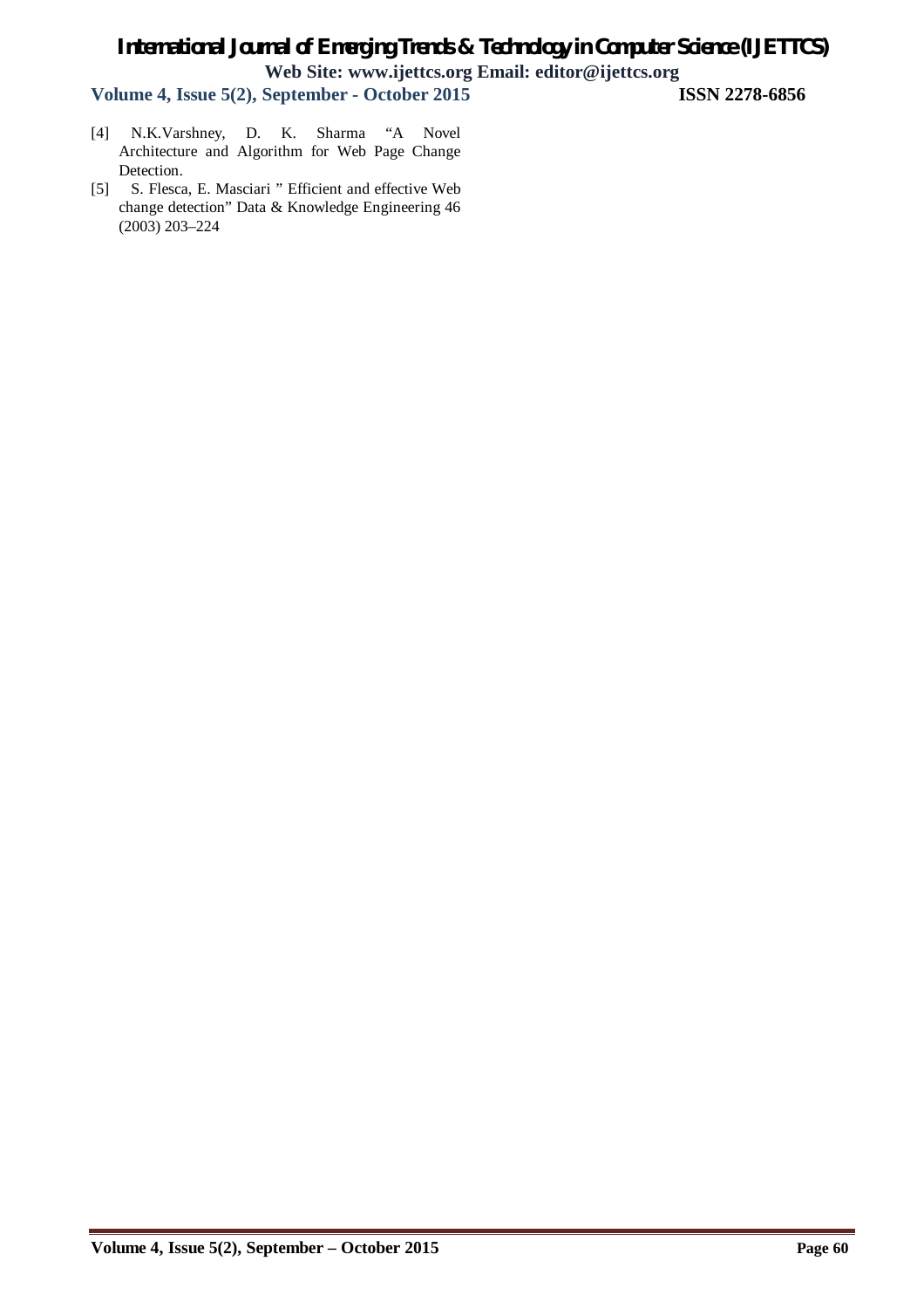[4] N.K.Varshney, D. K. Sharma "A Novel Architecture and Algorithm for Web Page Change Detection.

[5] S. Flesca, E. Masciari " Efficient and effective Web change detection" Data & Knowledge Engineering 46 (2003) 203–224